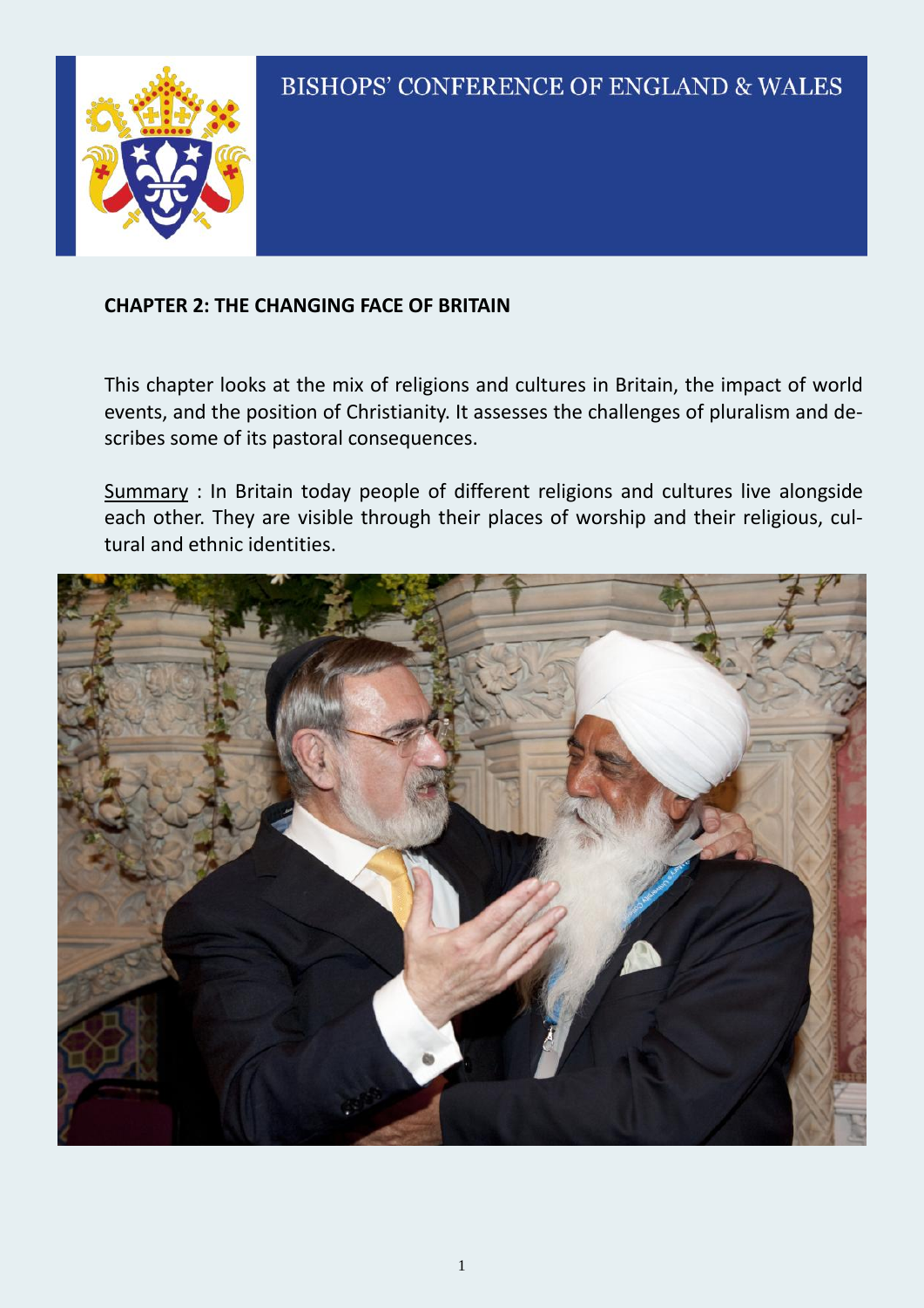BISHOPS' CONFERENCE OF ENGLAND & WALES

## CHAPTER 2: THE CHANGING FACE OF BRITAIN

This chapter looks at the mix of religions and cultures in Britain, the impact of world events, and the position of Christianity. It assesses the challenges of pluralism and describes some of its pastoral consequences.

Summary : In Britain today people of different religions and cultures live alongside each other. They are visible through their places of worship and their religious, cultural and ethnic identities.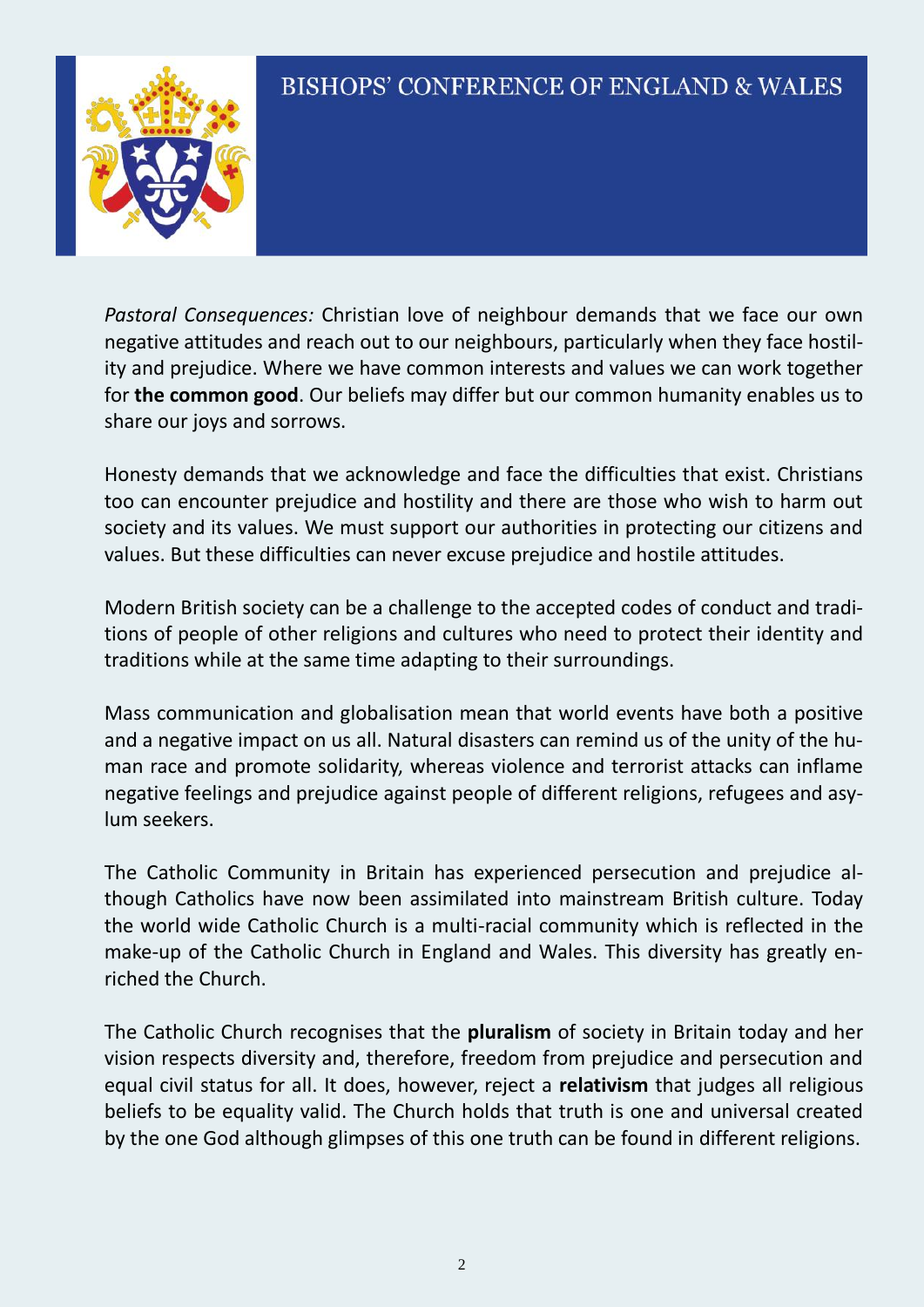*Pastoral Consequences:* Christian love of neighbour demands that we face our own negative attitudes and reach out to our neighbours, particularly when they face hostility and prejudice. Where we have common interests and values we can work together for **the common good**. Our beliefs may differ but our common humanity enables us to share our joys and sorrows.

Honesty demands that we acknowledge and face the difficulties that exist. Christians too can encounter prejudice and hostility and there are those who wish to harm out society and its values. We must support our authorities in protecting our citizens and values. But these difficulties can never excuse prejudice and hostile attitudes.

Modern British society can be a challenge to the accepted codes of conduct and traditions of people of other religions and cultures who need to protect their identity and traditions while at the same time adapting to their surroundings.

Mass communication and globalisation mean that world events have both a positive and a negative impact on us all. Natural disasters can remind us of the unity of the human race and promote solidarity, whereas violence and terrorist attacks can inflame negative feelings and prejudice against people of different religions, refugees and asylum seekers.

The Catholic Community in Britain has experienced persecution and prejudice although Catholics have now been assimilated into mainstream British culture. Today the world wide Catholic Church is a multi-racial community which is reflected in the make-up of the Catholic Church in England and Wales. This diversity has greatly enriched the Church.

The Catholic Church recognises that the **pluralism** of society in Britain today and her vision respects diversity and, therefore, freedom from prejudice and persecution and equal civil status for all. It does, however, reject a **relativism** that judges all religious beliefs to be equality valid. The Church holds that truth is one and universal created by the one God although glimpses of this one truth can be found in different religions.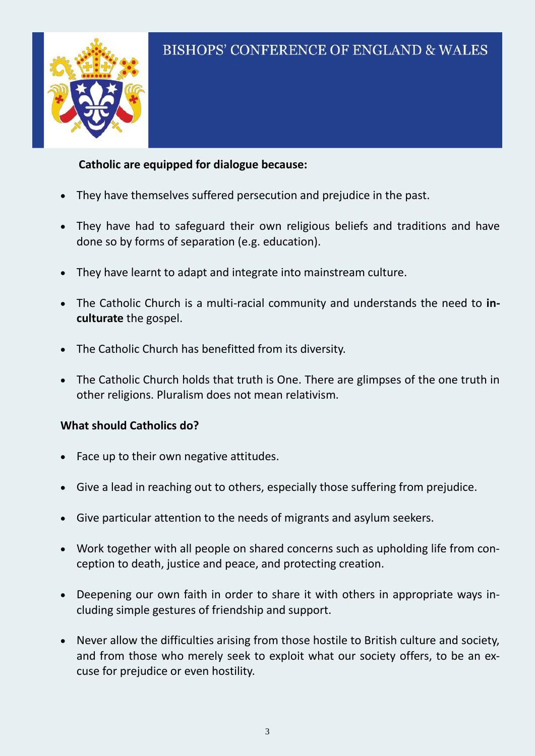**Catholic are equipped for dialogue because:**

- They have themselves suffered persecution and prejudice in the past.
- They have had to safeguard their own religious beliefs and traditions and have done so by forms of separation (e.g. education).
- They have learnt to adapt and integrate into mainstream culture.
- The Catholic Church is a multi-racial community and understands the need to **inculturate** the gospel.
- The Catholic Church has benefitted from its diversity.
- The Catholic Church holds that truth is One. There are glimpses of the one truth in other religions. Pluralism does not mean relativism.

**What should Catholics do?**

- Face up to their own negative attitudes.
- Give a lead in reaching out to others, especially those suffering from prejudice.
- Give particular attention to the needs of migrants and asylum seekers.
- Work together with all people on shared concerns such as upholding life from conception to death, justice and peace, and protecting creation.
- Deepening our own faith in order to share it with others in appropriate ways including simple gestures of friendship and support.
- Never allow the difficulties arising from those hostile to British culture and society, and from those who merely seek to exploit what our society offers, to be an excuse for prejudice or even hostility.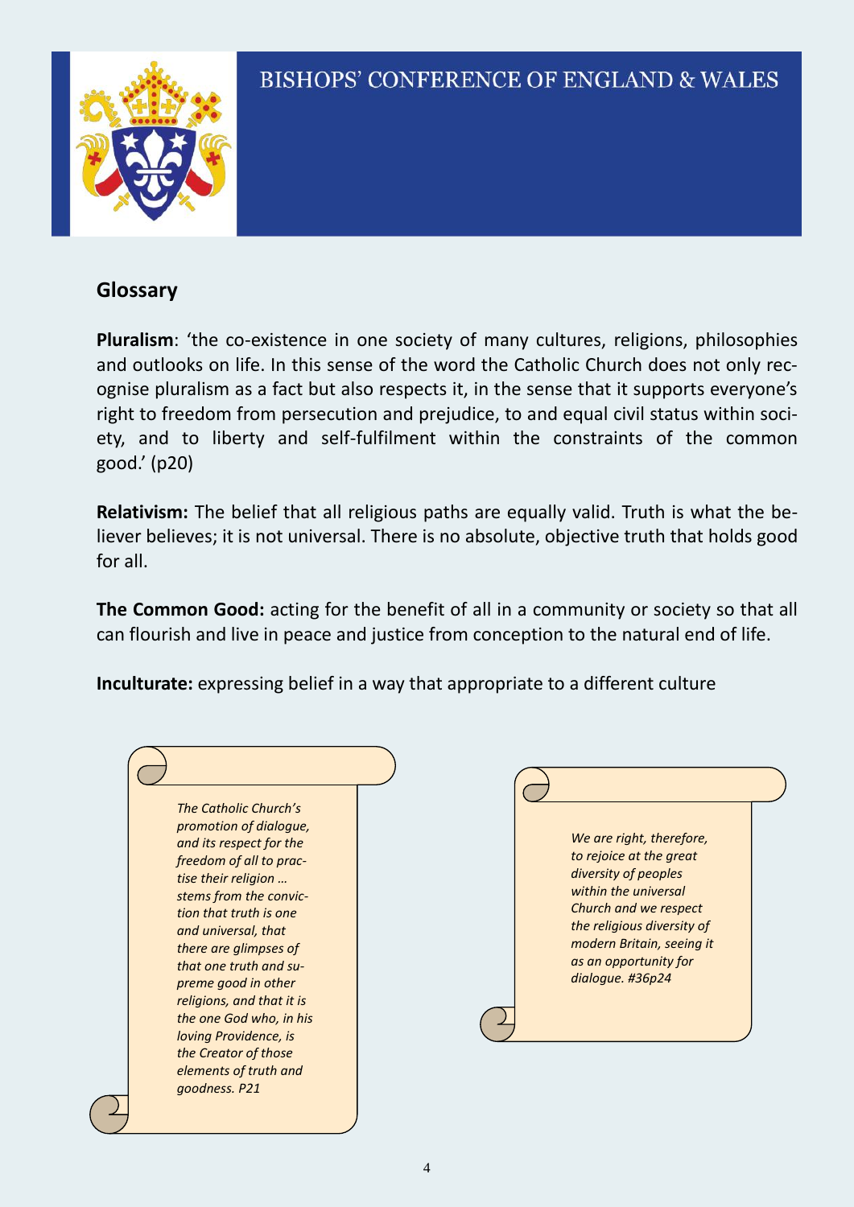## Glossary

**Pluralism**: 'the co-existence in one society of many cultures, religions, philosophies and outlooks on life. In this sense of the word the Catholic Church does not only recognise pluralism as a fact but also respects it, in the sense that it supports everyone's right to freedom from persecution and prejudice, to and equal civil status within society, and to liberty and self-fulfilment within the constraints of the common good.' (p20)

**Relativism:** The belief that all religious paths are equally valid. Truth is what the believer believes; it is not universal. There is no absolute, objective truth that holds good for all.

**The Common Good:** acting for the benefit of all in a community or society so that all can flourish and live in peace and justice from conception to the natural end of life.

**Inculturate:** expressing belief in a way that appropriate to a different culture

*The Catholic Church's promotion of dialogue, and its respect for the freedom of all to practise their religion … stems from the conviction that truth is one and universal, that there are glimpses of that one truth and supreme good in other religions, and that it is the one God who, in his loving Providence, is the Creator of those elements of truth and goodness. P21*

*We are right, therefore, to rejoice at the great diversity of peoples within the universal Church and we respect the religious diversity of modern Britain, seeing it as an opportunity for dialogue. #36p24*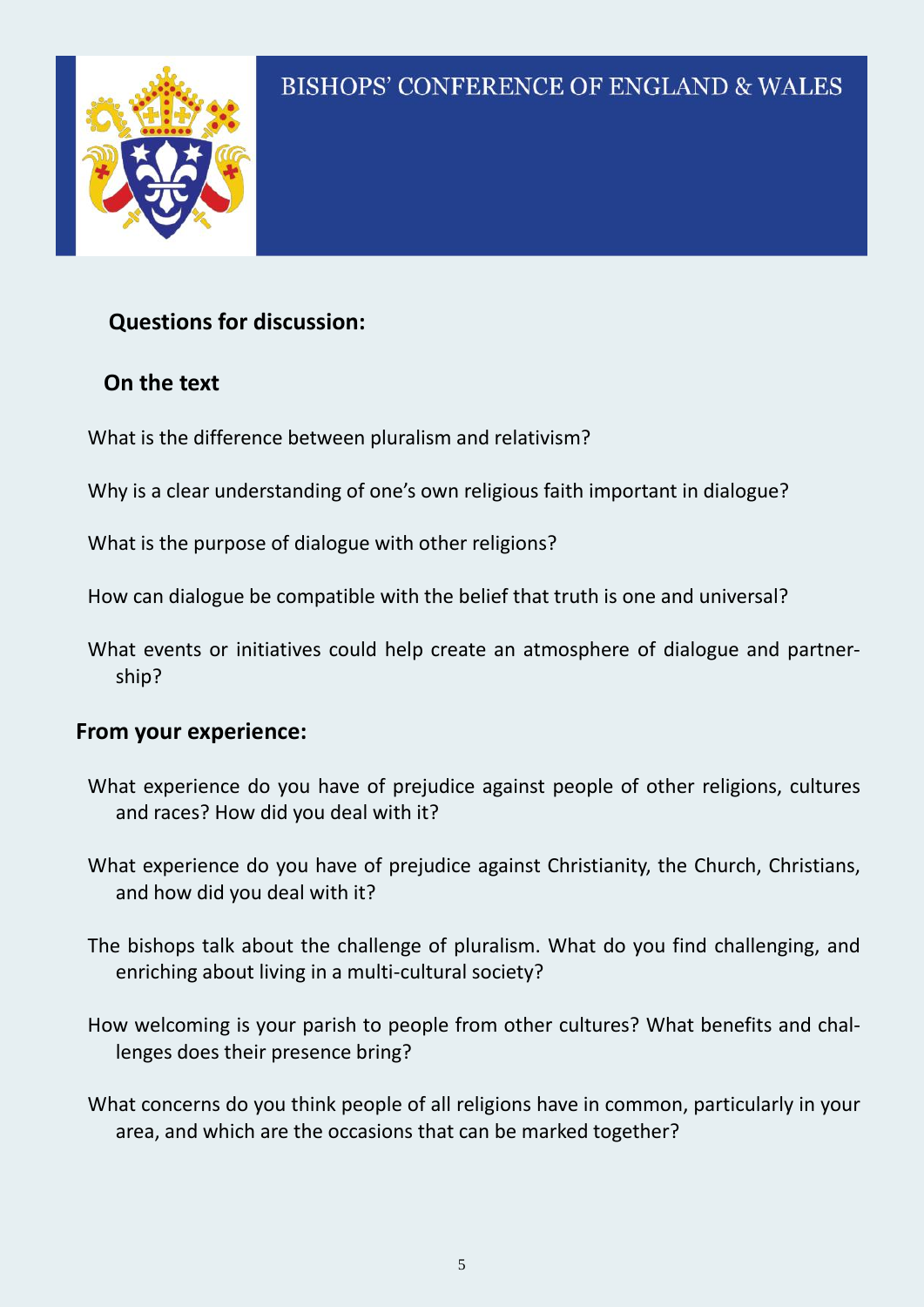## Questions for discussion:

### On the text

What is the difference between pluralism and relativism?

Why is a clear understanding of one's own religious faith important in dialogue?

What is the purpose of dialogue with other religions?

How can dialogue be compatible with the belief that truth is one and universal?

What events or initiatives could help create an atmosphere of dialogue and partnership?

### From your experience:

What experience do you have of prejudice against people of other religions, cultures and races? How did you deal with it?

What experience do you have of prejudice against Christianity, the Church, Christians, and how did you deal with it?

The bishops talk about the challenge of pluralism. What do you find challenging, and enriching about living in a multi-cultural society?

How welcoming is your parish to people from other cultures? What benefits and challenges does their presence bring?

What concerns do you think people of all religions have in common, particularly in your area, and which are the occasions that can be marked together?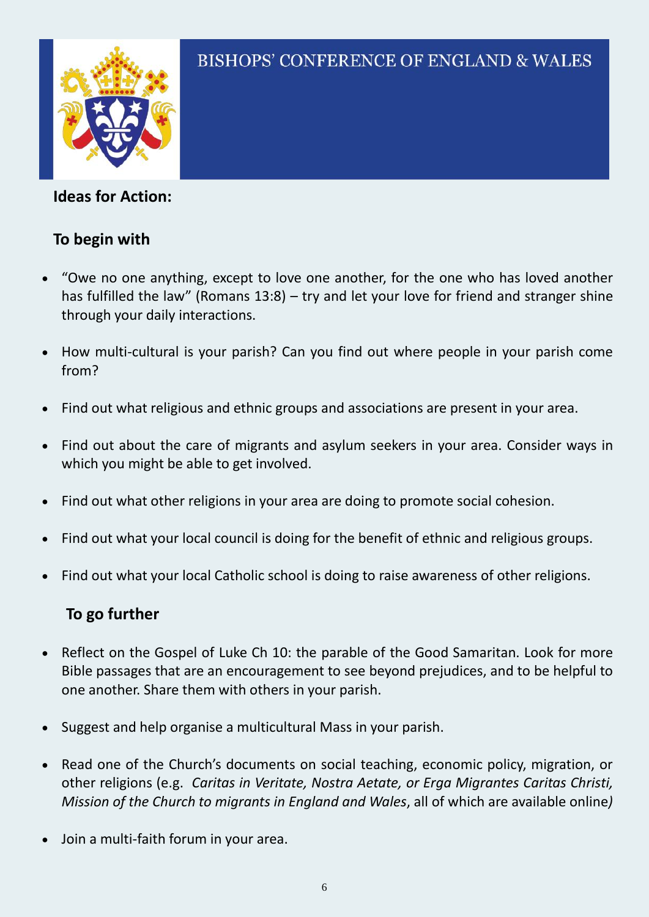BISHOPS' CONFERENCE OF ENGLAND & WALES

## Ideas for Action:

### To begin with

- "Owe no one anything, except to love one another, for the one who has loved another has fulfilled the law" (Romans 13:8) – try and let your love for friend and stranger shine through your daily interactions.
- How multi-cultural is your parish? Can you find out where people in your parish come from?
- Find out what religious and ethnic groups and associations are present in your area.
- Find out about the care of migrants and asylum seekers in your area. Consider ways in which you might be able to get involved.
- Find out what other religions in your area are doing to promote social cohesion.
- Find out what your local council is doing for the benefit of ethnic and religious groups.
- Find out what your local Catholic school is doing to raise awareness of other religions.

### To go further

- Reflect on the Gospel of Luke Ch 10: the parable of the Good Samaritan. Look for more Bible passages that are an encouragement to see beyond prejudices, and to be helpful to one another. Share them with others in your parish.
- Suggest and help organise a multicultural Mass in your parish.
- Read one of the Church's documents on social teaching, economic policy, migration, or other religions (e.g. *Caritas in Veritate, Nostra Aetate, or Erga Migrantes Caritas Christi, Mission of the Church to migrants in England and Wales*, all of which are available online*)*
- Join a multi-faith forum in your area.